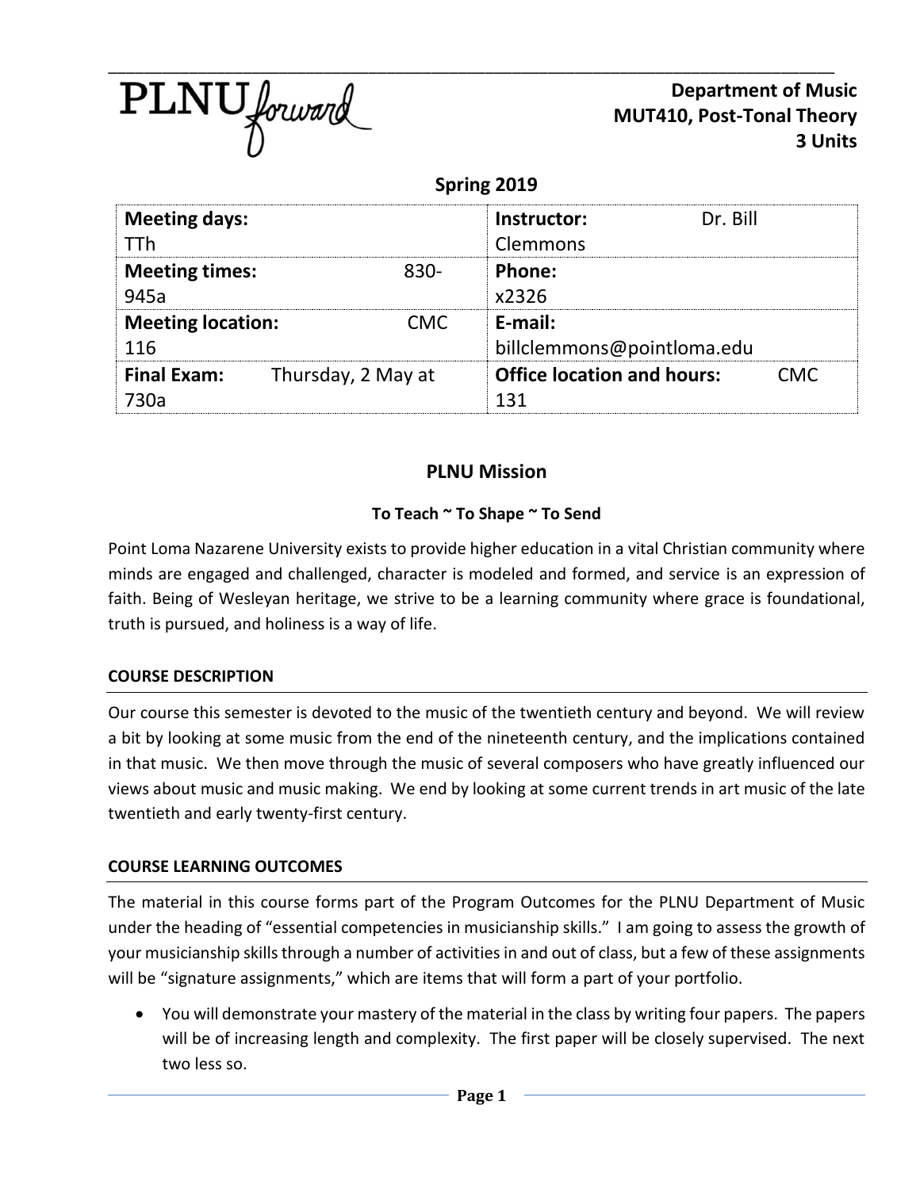PLNU forward

**Department of Music**
**MUT410, Post-Tonal Theory**
**3 Units**

**Spring 2019**

| | |
|---|---|
| **Meeting days:** TTh | **Instructor:** Dr. Bill Clemmons |
| **Meeting times:** 830-945a | **Phone:** x2326 |
| **Meeting location:** CMC 116 | **E-mail:** billclemmons@pointloma.edu |
| **Final Exam:** Thursday, 2 May at 730a | **Office location and hours:** CMC 131 |

## PLNU Mission

**To Teach ~ To Shape ~ To Send**

Point Loma Nazarene University exists to provide higher education in a vital Christian community where minds are engaged and challenged, character is modeled and formed, and service is an expression of faith. Being of Wesleyan heritage, we strive to be a learning community where grace is foundational, truth is pursued, and holiness is a way of life.

### COURSE DESCRIPTION

Our course this semester is devoted to the music of the twentieth century and beyond. We will review a bit by looking at some music from the end of the nineteenth century, and the implications contained in that music. We then move through the music of several composers who have greatly influenced our views about music and music making. We end by looking at some current trends in art music of the late twentieth and early twenty-first century.

### COURSE LEARNING OUTCOMES

The material in this course forms part of the Program Outcomes for the PLNU Department of Music under the heading of "essential competencies in musicianship skills." I am going to assess the growth of your musicianship skills through a number of activities in and out of class, but a few of these assignments will be "signature assignments," which are items that will form a part of your portfolio.

- You will demonstrate your mastery of the material in the class by writing four papers. The papers will be of increasing length and complexity. The first paper will be closely supervised. The next two less so.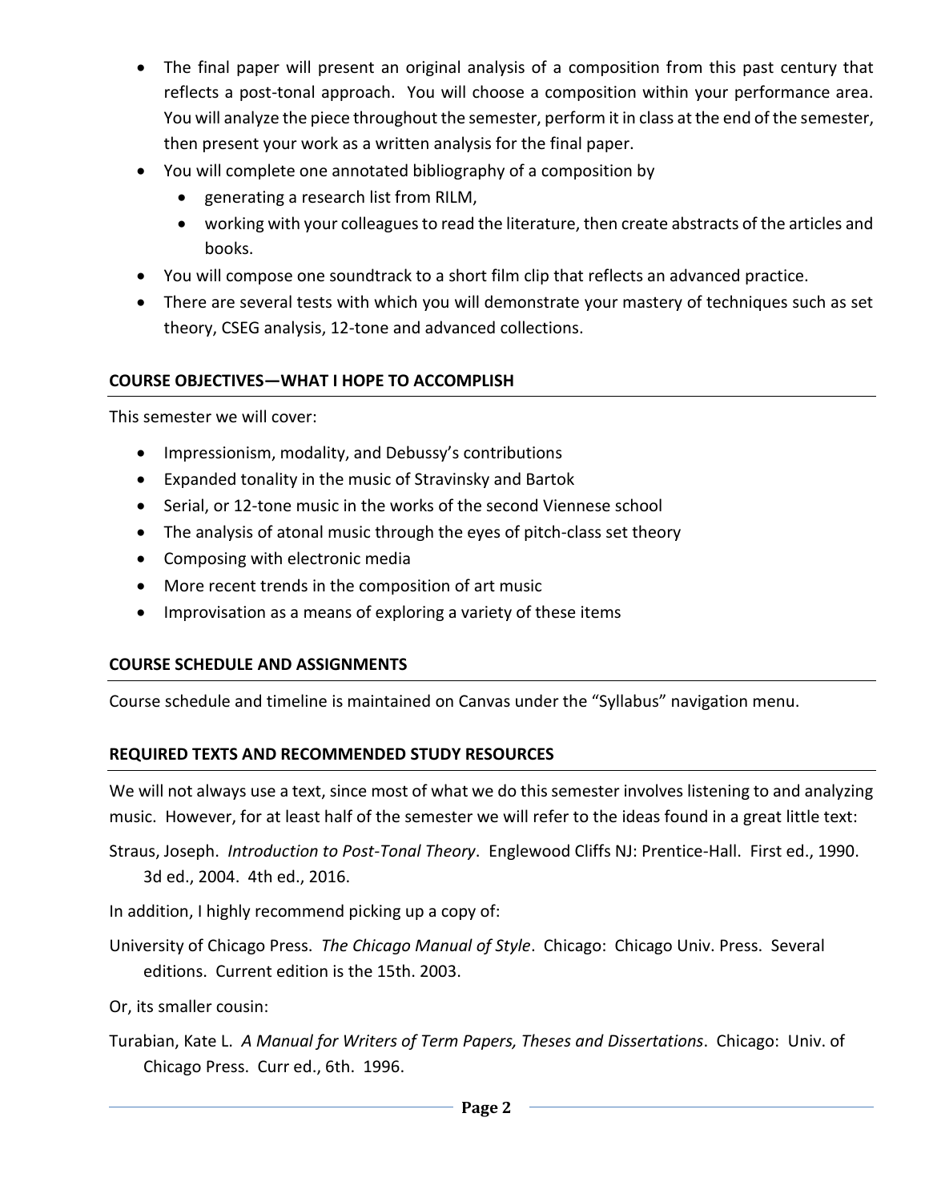- The final paper will present an original analysis of a composition from this past century that reflects a post-tonal approach. You will choose a composition within your performance area. You will analyze the piece throughout the semester, perform it in class at the end of the semester, then present your work as a written analysis for the final paper.
- You will complete one annotated bibliography of a composition by
  - generating a research list from RILM,
  - working with your colleagues to read the literature, then create abstracts of the articles and books.
- You will compose one soundtrack to a short film clip that reflects an advanced practice.
- There are several tests with which you will demonstrate your mastery of techniques such as set theory, CSEG analysis, 12-tone and advanced collections.

## COURSE OBJECTIVES—WHAT I HOPE TO ACCOMPLISH

This semester we will cover:

- Impressionism, modality, and Debussy's contributions
- Expanded tonality in the music of Stravinsky and Bartok
- Serial, or 12-tone music in the works of the second Viennese school
- The analysis of atonal music through the eyes of pitch-class set theory
- Composing with electronic media
- More recent trends in the composition of art music
- Improvisation as a means of exploring a variety of these items

## COURSE SCHEDULE AND ASSIGNMENTS

Course schedule and timeline is maintained on Canvas under the "Syllabus" navigation menu.

## REQUIRED TEXTS AND RECOMMENDED STUDY RESOURCES

We will not always use a text, since most of what we do this semester involves listening to and analyzing music. However, for at least half of the semester we will refer to the ideas found in a great little text:

Straus, Joseph. *Introduction to Post-Tonal Theory*. Englewood Cliffs NJ: Prentice-Hall. First ed., 1990. 3d ed., 2004. 4th ed., 2016.

In addition, I highly recommend picking up a copy of:

University of Chicago Press. *The Chicago Manual of Style*. Chicago: Chicago Univ. Press. Several editions. Current edition is the 15th. 2003.

Or, its smaller cousin:

Turabian, Kate L. *A Manual for Writers of Term Papers, Theses and Dissertations*. Chicago: Univ. of Chicago Press. Curr ed., 6th. 1996.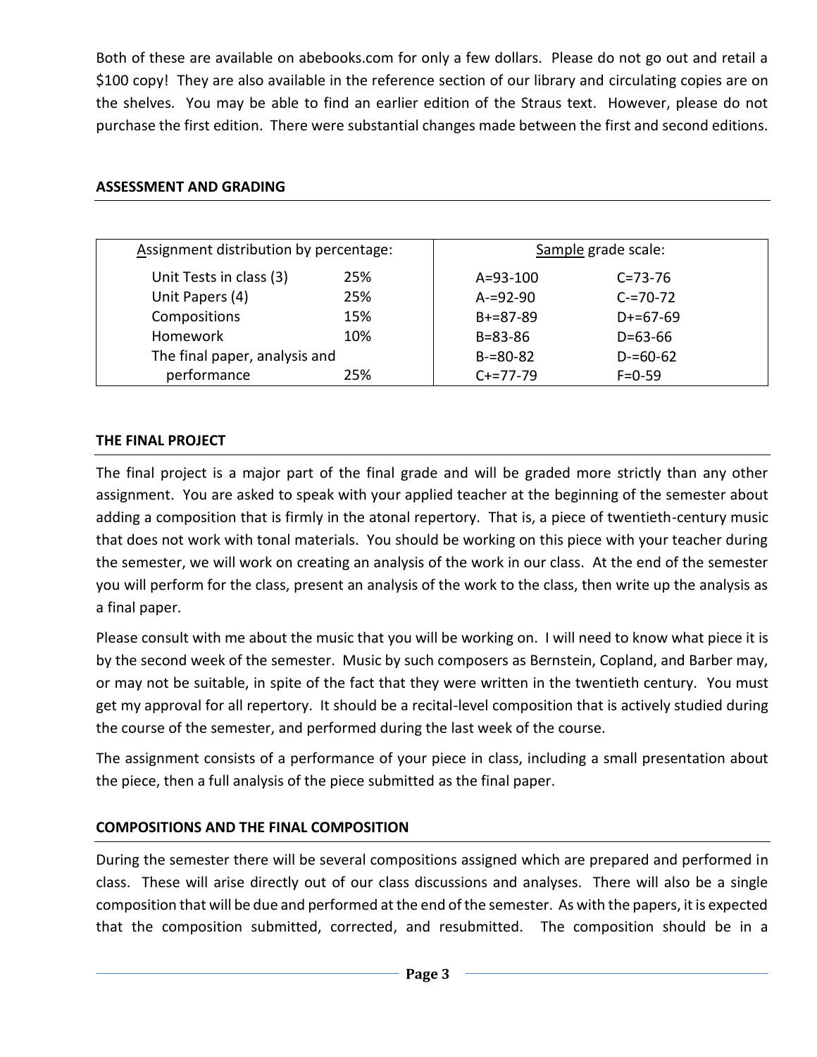Both of these are available on abebooks.com for only a few dollars. Please do not go out and retail a $100 copy! They are also available in the reference section of our library and circulating copies are on the shelves. You may be able to find an earlier edition of the Straus text. However, please do not purchase the first edition. There were substantial changes made between the first and second editions.

## ASSESSMENT AND GRADING

| Assignment distribution by percentage: | | Sample grade scale: | |
|---|---|---|---|
| Unit Tests in class (3) | 25% | A=93-100 | C=73-76 |
| Unit Papers (4) | 25% | A-=92-90 | C-=70-72 |
| Compositions | 15% | B+=87-89 | D+=67-69 |
| Homework | 10% | B=83-86 | D=63-66 |
| The final paper, analysis and performance | 25% | B-=80-82 | D-=60-62 |
| | | C+=77-79 | F=0-59 |

## THE FINAL PROJECT

The final project is a major part of the final grade and will be graded more strictly than any other assignment. You are asked to speak with your applied teacher at the beginning of the semester about adding a composition that is firmly in the atonal repertory. That is, a piece of twentieth-century music that does not work with tonal materials. You should be working on this piece with your teacher during the semester, we will work on creating an analysis of the work in our class. At the end of the semester you will perform for the class, present an analysis of the work to the class, then write up the analysis as a final paper.

Please consult with me about the music that you will be working on. I will need to know what piece it is by the second week of the semester. Music by such composers as Bernstein, Copland, and Barber may, or may not be suitable, in spite of the fact that they were written in the twentieth century. You must get my approval for all repertory. It should be a recital-level composition that is actively studied during the course of the semester, and performed during the last week of the course.

The assignment consists of a performance of your piece in class, including a small presentation about the piece, then a full analysis of the piece submitted as the final paper.

## COMPOSITIONS AND THE FINAL COMPOSITION

During the semester there will be several compositions assigned which are prepared and performed in class. These will arise directly out of our class discussions and analyses. There will also be a single composition that will be due and performed at the end of the semester. As with the papers, it is expected that the composition submitted, corrected, and resubmitted. The composition should be in a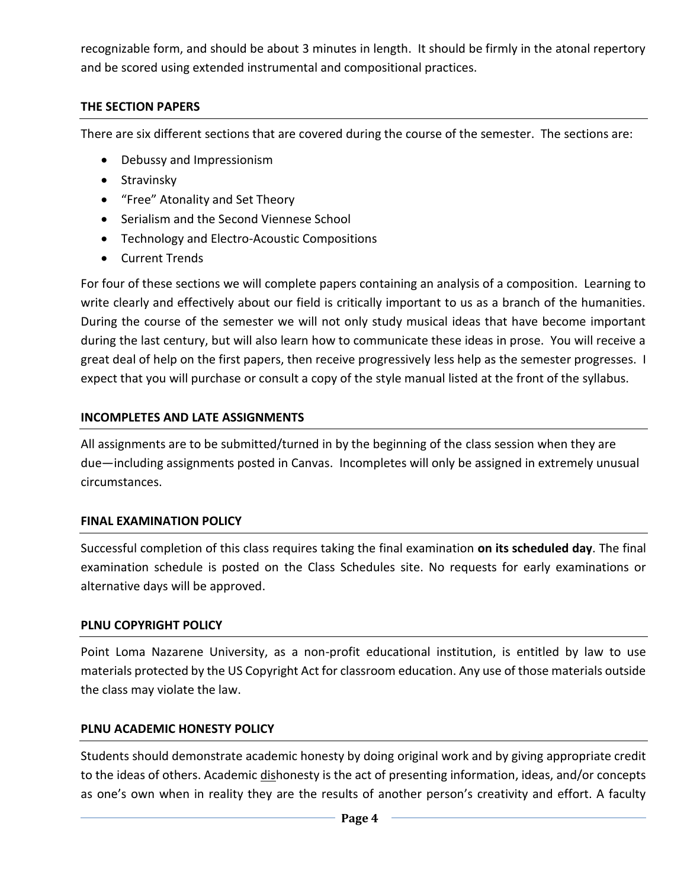recognizable form, and should be about 3 minutes in length. It should be firmly in the atonal repertory and be scored using extended instrumental and compositional practices.

## THE SECTION PAPERS

There are six different sections that are covered during the course of the semester. The sections are:

- Debussy and Impressionism
- Stravinsky
- "Free" Atonality and Set Theory
- Serialism and the Second Viennese School
- Technology and Electro-Acoustic Compositions
- Current Trends

For four of these sections we will complete papers containing an analysis of a composition. Learning to write clearly and effectively about our field is critically important to us as a branch of the humanities. During the course of the semester we will not only study musical ideas that have become important during the last century, but will also learn how to communicate these ideas in prose. You will receive a great deal of help on the first papers, then receive progressively less help as the semester progresses. I expect that you will purchase or consult a copy of the style manual listed at the front of the syllabus.

## INCOMPLETES AND LATE ASSIGNMENTS

All assignments are to be submitted/turned in by the beginning of the class session when they are due—including assignments posted in Canvas. Incompletes will only be assigned in extremely unusual circumstances.

## FINAL EXAMINATION POLICY

Successful completion of this class requires taking the final examination **on its scheduled day**. The final examination schedule is posted on the Class Schedules site. No requests for early examinations or alternative days will be approved.

## PLNU COPYRIGHT POLICY

Point Loma Nazarene University, as a non-profit educational institution, is entitled by law to use materials protected by the US Copyright Act for classroom education. Any use of those materials outside the class may violate the law.

## PLNU ACADEMIC HONESTY POLICY

Students should demonstrate academic honesty by doing original work and by giving appropriate credit to the ideas of others. Academic dishonesty is the act of presenting information, ideas, and/or concepts as one's own when in reality they are the results of another person's creativity and effort. A faculty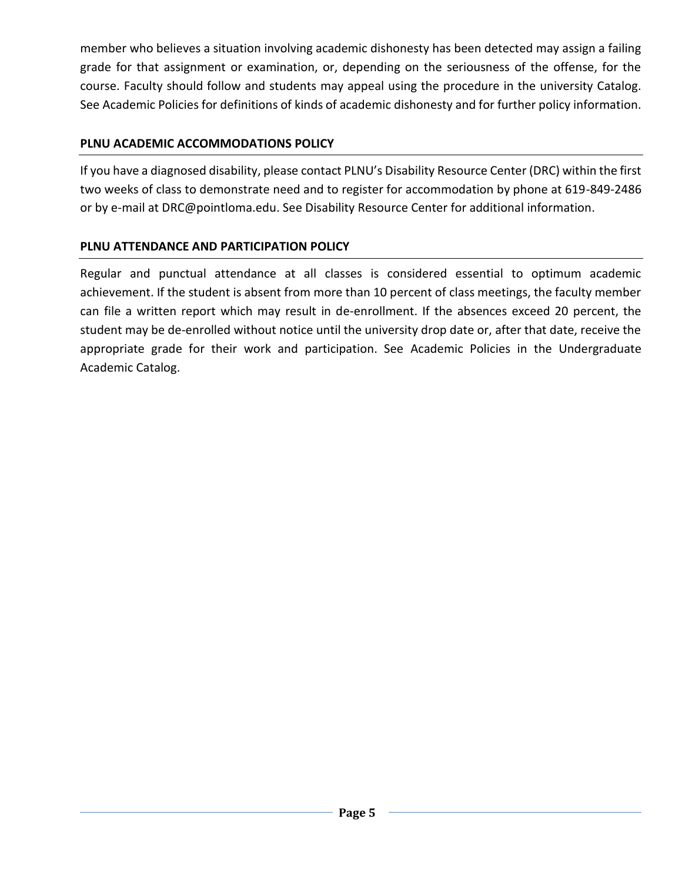member who believes a situation involving academic dishonesty has been detected may assign a failing grade for that assignment or examination, or, depending on the seriousness of the offense, for the course. Faculty should follow and students may appeal using the procedure in the university Catalog. See Academic Policies for definitions of kinds of academic dishonesty and for further policy information.

## PLNU ACADEMIC ACCOMMODATIONS POLICY

If you have a diagnosed disability, please contact PLNU's Disability Resource Center (DRC) within the first two weeks of class to demonstrate need and to register for accommodation by phone at 619-849-2486 or by e-mail at DRC@pointloma.edu. See Disability Resource Center for additional information.

## PLNU ATTENDANCE AND PARTICIPATION POLICY

Regular and punctual attendance at all classes is considered essential to optimum academic achievement. If the student is absent from more than 10 percent of class meetings, the faculty member can file a written report which may result in de-enrollment. If the absences exceed 20 percent, the student may be de-enrolled without notice until the university drop date or, after that date, receive the appropriate grade for their work and participation. See Academic Policies in the Undergraduate Academic Catalog.